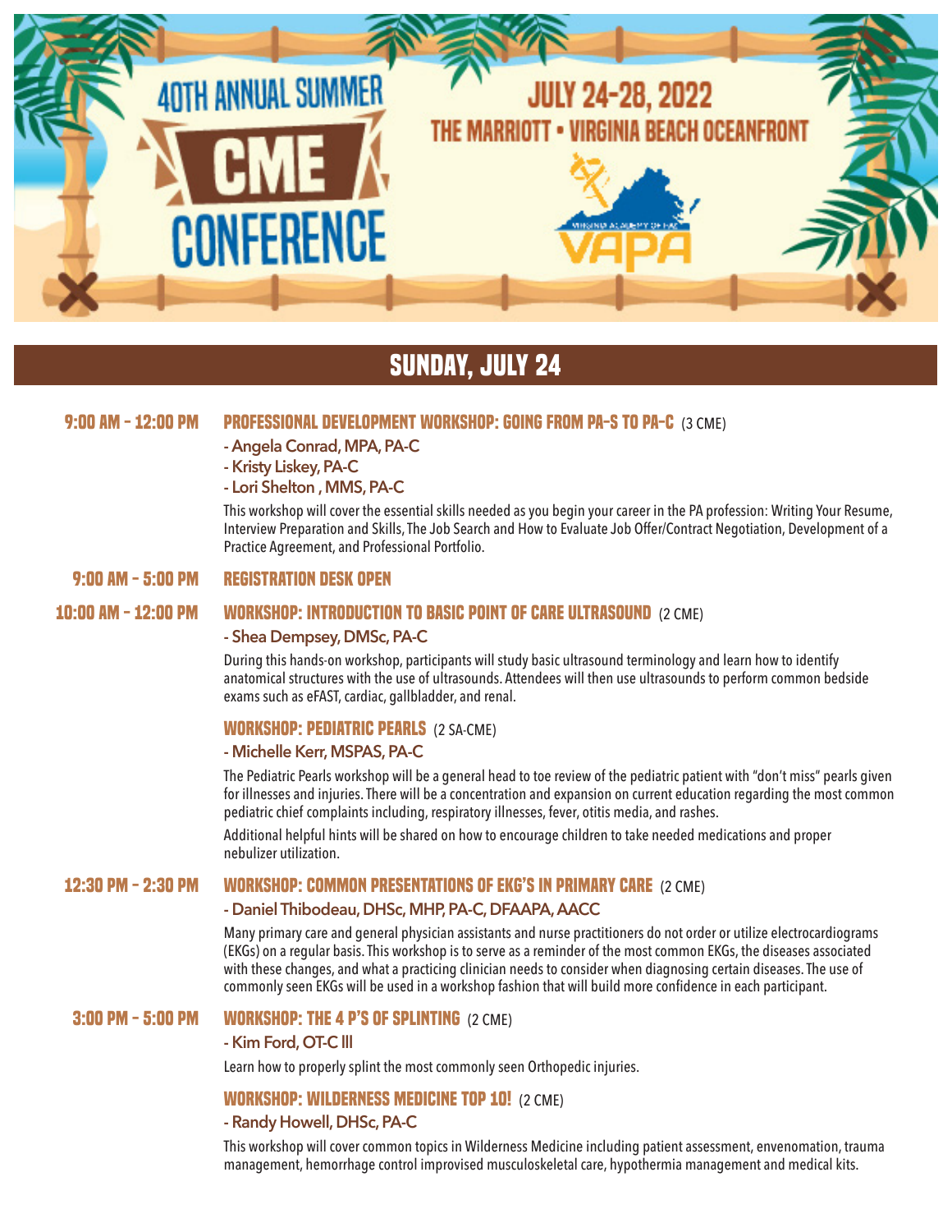# 40TH ANNUAL SUMMER CME CONFERENCE

JULY 24-28, 2022
THE MARRIOTT • VIRGINIA BEACH OCEANFRONT

VAPA

## SUNDAY, JULY 24

**9:00 AM – 12:00 PM**

### PROFESSIONAL DEVELOPMENT WORKSHOP: GOING FROM PA-S TO PA-C (3 CME)

- Angela Conrad, MPA, PA-C
- Kristy Liskey, PA-C
- Lori Shelton , MMS, PA-C

This workshop will cover the essential skills needed as you begin your career in the PA profession: Writing Your Resume, Interview Preparation and Skills, The Job Search and How to Evaluate Job Offer/Contract Negotiation, Development of a Practice Agreement, and Professional Portfolio.

**9:00 AM – 5:00 PM**

### REGISTRATION DESK OPEN

**10:00 AM – 12:00 PM**

### WORKSHOP: INTRODUCTION TO BASIC POINT OF CARE ULTRASOUND (2 CME)

- Shea Dempsey, DMSc, PA-C

During this hands-on workshop, participants will study basic ultrasound terminology and learn how to identify anatomical structures with the use of ultrasounds. Attendees will then use ultrasounds to perform common bedside exams such as eFAST, cardiac, gallbladder, and renal.

### WORKSHOP: PEDIATRIC PEARLS (2 SA-CME)

- Michelle Kerr, MSPAS, PA-C

The Pediatric Pearls workshop will be a general head to toe review of the pediatric patient with "don't miss" pearls given for illnesses and injuries. There will be a concentration and expansion on current education regarding the most common pediatric chief complaints including, respiratory illnesses, fever, otitis media, and rashes.

Additional helpful hints will be shared on how to encourage children to take needed medications and proper nebulizer utilization.

**12:30 PM – 2:30 PM**

### WORKSHOP: COMMON PRESENTATIONS OF EKG'S IN PRIMARY CARE (2 CME)

- Daniel Thibodeau, DHSc, MHP, PA-C, DFAAPA, AACC

Many primary care and general physician assistants and nurse practitioners do not order or utilize electrocardiograms (EKGs) on a regular basis. This workshop is to serve as a reminder of the most common EKGs, the diseases associated with these changes, and what a practicing clinician needs to consider when diagnosing certain diseases. The use of commonly seen EKGs will be used in a workshop fashion that will build more confidence in each participant.

**3:00 PM – 5:00 PM**

### WORKSHOP: THE 4 P'S OF SPLINTING (2 CME)

- Kim Ford, OT-C III

Learn how to properly splint the most commonly seen Orthopedic injuries.

### WORKSHOP: WILDERNESS MEDICINE TOP 10! (2 CME)

- Randy Howell, DHSc, PA-C

This workshop will cover common topics in Wilderness Medicine including patient assessment, envenomation, trauma management, hemorrhage control improvised musculoskeletal care, hypothermia management and medical kits.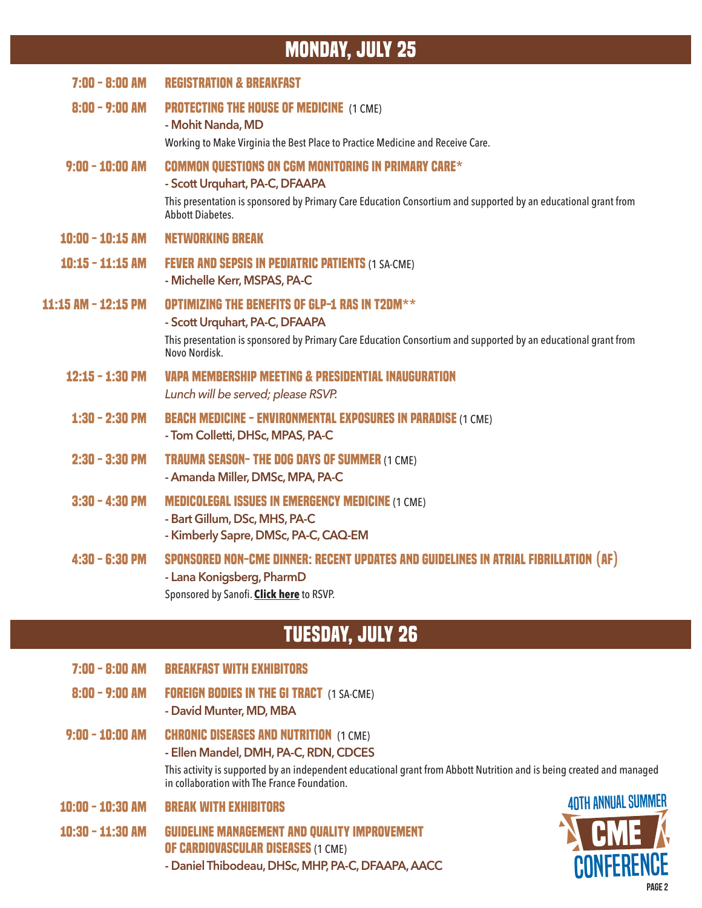## MONDAY, JULY 25

**7:00 – 8:00 AM** **REGISTRATION & BREAKFAST**

**8:00 – 9:00 AM** **PROTECTING THE HOUSE OF MEDICINE** (1 CME)
**- Mohit Nanda, MD**
Working to Make Virginia the Best Place to Practice Medicine and Receive Care.

**9:00 – 10:00 AM** **COMMON QUESTIONS ON CGM MONITORING IN PRIMARY CARE***
**- Scott Urquhart, PA-C, DFAAPA**
This presentation is sponsored by Primary Care Education Consortium and supported by an educational grant from Abbott Diabetes.

**10:00 – 10:15 AM** **NETWORKING BREAK**

**10:15 – 11:15 AM** **FEVER AND SEPSIS IN PEDIATRIC PATIENTS** (1 SA-CME)
**- Michelle Kerr, MSPAS, PA-C**

**11:15 AM – 12:15 PM** **OPTIMIZING THE BENEFITS OF GLP-1 RAS IN T2DM****
**- Scott Urquhart, PA-C, DFAAPA**
This presentation is sponsored by Primary Care Education Consortium and supported by an educational grant from Novo Nordisk.

**12:15 – 1:30 PM** **VAPA MEMBERSHIP MEETING & PRESIDENTIAL INAUGURATION**
*Lunch will be served; please RSVP.*

**1:30 – 2:30 PM** **BEACH MEDICINE – ENVIRONMENTAL EXPOSURES IN PARADISE** (1 CME)
**- Tom Colletti, DHSc, MPAS, PA-C**

**2:30 – 3:30 PM** **TRAUMA SEASON– THE DOG DAYS OF SUMMER** (1 CME)
**- Amanda Miller, DMSc, MPA, PA-C**

**3:30 – 4:30 PM** **MEDICOLEGAL ISSUES IN EMERGENCY MEDICINE** (1 CME)
**- Bart Gillum, DSc, MHS, PA-C**
**- Kimberly Sapre, DMSc, PA-C, CAQ-EM**

**4:30 – 6:30 PM** **SPONSORED NON-CME DINNER: RECENT UPDATES AND GUIDELINES IN ATRIAL FIBRILLATION (AF)**
**- Lana Konigsberg, PharmD**
Sponsored by Sanofi. **Click here** to RSVP.

## TUESDAY, JULY 26

**7:00 – 8:00 AM** **BREAKFAST WITH EXHIBITORS**

**8:00 – 9:00 AM** **FOREIGN BODIES IN THE GI TRACT** (1 SA-CME)
**- David Munter, MD, MBA**

**9:00 – 10:00 AM** **CHRONIC DISEASES AND NUTRITION** (1 CME)
**- Ellen Mandel, DMH, PA-C, RDN, CDCES**
This activity is supported by an independent educational grant from Abbott Nutrition and is being created and managed in collaboration with The France Foundation.

**10:00 – 10:30 AM** **BREAK WITH EXHIBITORS**

**10:30 – 11:30 AM** **GUIDELINE MANAGEMENT AND QUALITY IMPROVEMENT OF CARDIOVASCULAR DISEASES** (1 CME)
**- Daniel Thibodeau, DHSc, MHP, PA-C, DFAAPA, AACC**

40TH ANNUAL SUMMER CME CONFERENCE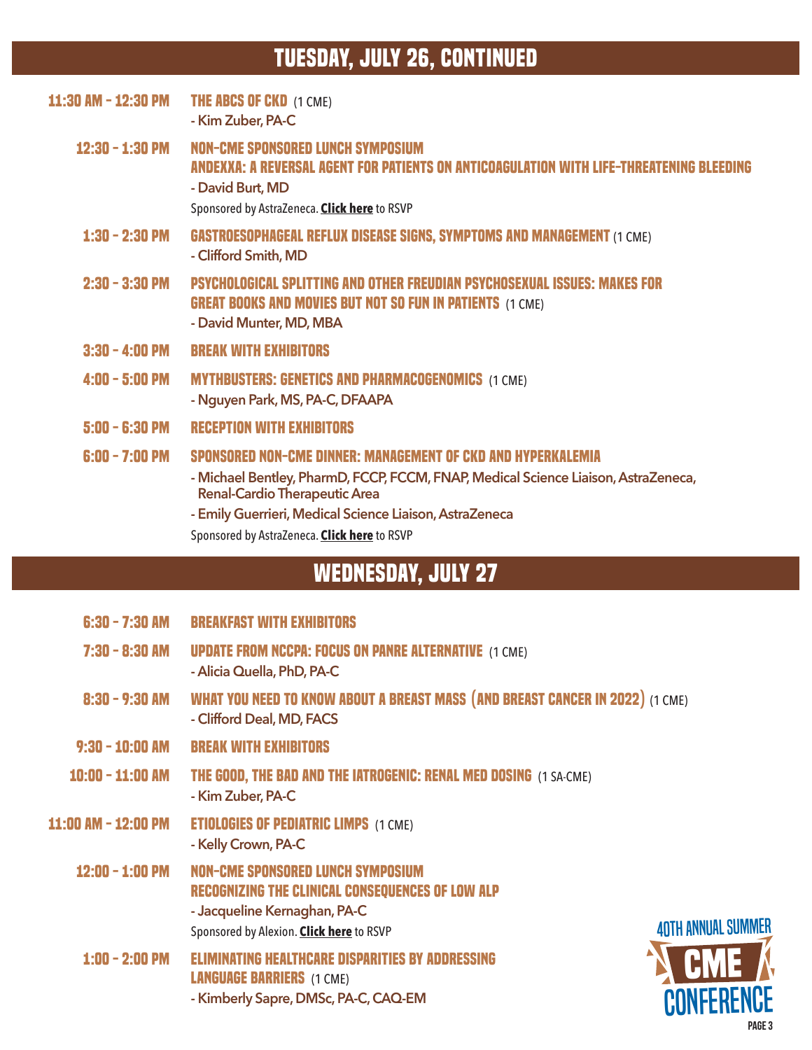## TUESDAY, JULY 26, CONTINUED

**11:30 AM - 12:30 PM** **THE ABCS OF CKD** (1 CME)
- Kim Zuber, PA-C

**12:30 - 1:30 PM** **NON-CME SPONSORED LUNCH SYMPOSIUM**
**ANDEXXA: A REVERSAL AGENT FOR PATIENTS ON ANTICOAGULATION WITH LIFE-THREATENING BLEEDING**
- David Burt, MD

Sponsored by AstraZeneca. **Click here** to RSVP

**1:30 - 2:30 PM** **GASTROESOPHAGEAL REFLUX DISEASE SIGNS, SYMPTOMS AND MANAGEMENT** (1 CME)
- Clifford Smith, MD

**2:30 - 3:30 PM** **PSYCHOLOGICAL SPLITTING AND OTHER FREUDIAN PSYCHOSEXUAL ISSUES: MAKES FOR GREAT BOOKS AND MOVIES BUT NOT SO FUN IN PATIENTS** (1 CME)
- David Munter, MD, MBA

**3:30 - 4:00 PM** **BREAK WITH EXHIBITORS**

**4:00 - 5:00 PM** **MYTHBUSTERS: GENETICS AND PHARMACOGENOMICS** (1 CME)
- Nguyen Park, MS, PA-C, DFAAPA

**5:00 - 6:30 PM** **RECEPTION WITH EXHIBITORS**

**6:00 - 7:00 PM** **SPONSORED NON-CME DINNER: MANAGEMENT OF CKD AND HYPERKALEMIA**
- Michael Bentley, PharmD, FCCP, FCCM, FNAP, Medical Science Liaison, AstraZeneca, Renal-Cardio Therapeutic Area
- Emily Guerrieri, Medical Science Liaison, AstraZeneca

Sponsored by AstraZeneca. **Click here** to RSVP

## WEDNESDAY, JULY 27

**6:30 - 7:30 AM** **BREAKFAST WITH EXHIBITORS**

**7:30 - 8:30 AM** **UPDATE FROM NCCPA: FOCUS ON PANRE ALTERNATIVE** (1 CME)
- Alicia Quella, PhD, PA-C

**8:30 - 9:30 AM** **WHAT YOU NEED TO KNOW ABOUT A BREAST MASS (AND BREAST CANCER IN 2022)** (1 CME)
- Clifford Deal, MD, FACS

**9:30 - 10:00 AM** **BREAK WITH EXHIBITORS**

**10:00 - 11:00 AM** **THE GOOD, THE BAD AND THE IATROGENIC: RENAL MED DOSING** (1 SA-CME)
- Kim Zuber, PA-C

**11:00 AM - 12:00 PM** **ETIOLOGIES OF PEDIATRIC LIMPS** (1 CME)
- Kelly Crown, PA-C

**12:00 - 1:00 PM** **NON-CME SPONSORED LUNCH SYMPOSIUM**
**RECOGNIZING THE CLINICAL CONSEQUENCES OF LOW ALP**
- Jacqueline Kernaghan, PA-C

Sponsored by Alexion. **Click here** to RSVP

**1:00 - 2:00 PM** **ELIMINATING HEALTHCARE DISPARITIES BY ADDRESSING LANGUAGE BARRIERS** (1 CME)
- Kimberly Sapre, DMSc, PA-C, CAQ-EM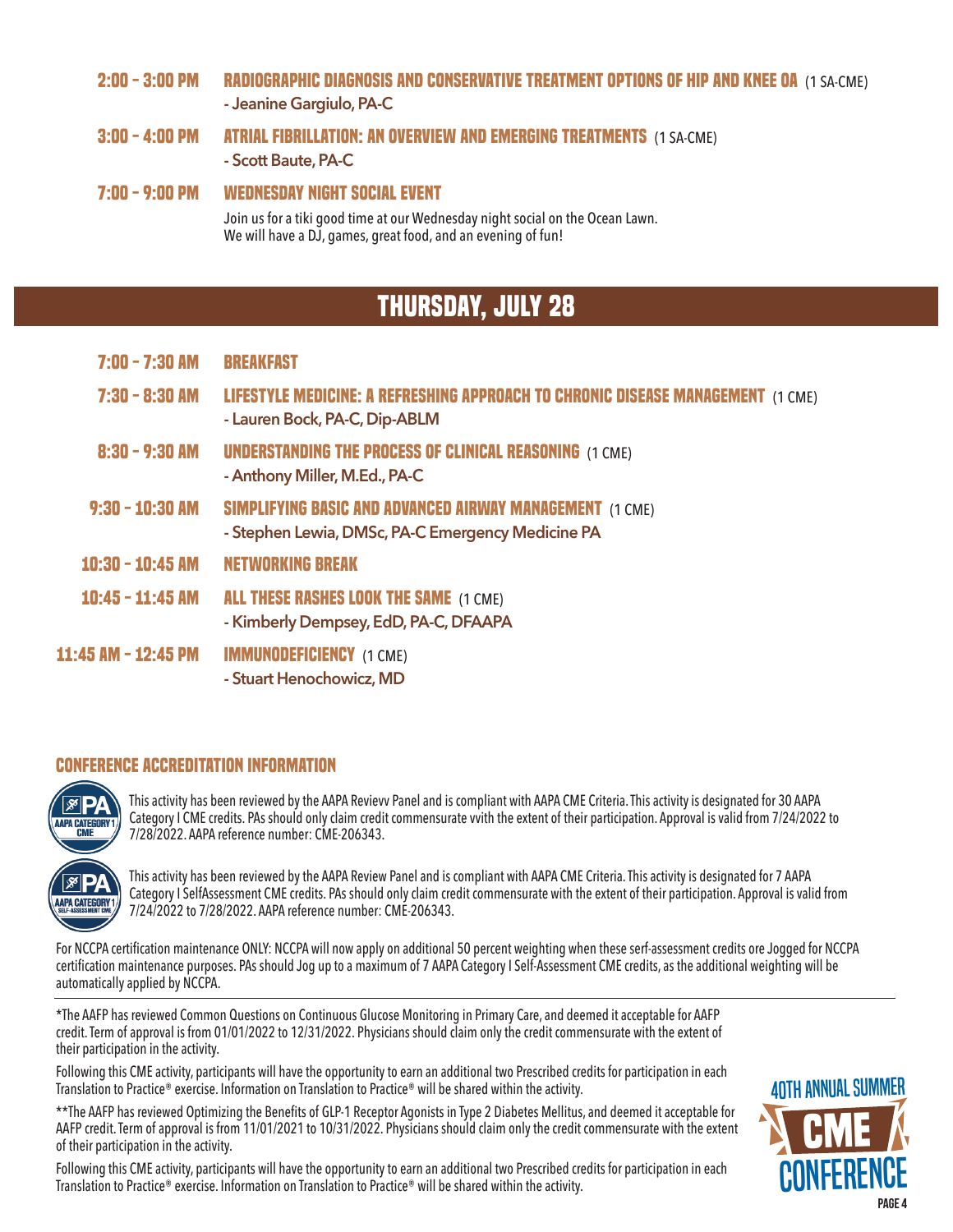**2:00 – 3:00 PM** **RADIOGRAPHIC DIAGNOSIS AND CONSERVATIVE TREATMENT OPTIONS OF HIP AND KNEE OA** (1 SA-CME)
- Jeanine Gargiulo, PA-C

**3:00 – 4:00 PM** **ATRIAL FIBRILLATION: AN OVERVIEW AND EMERGING TREATMENTS** (1 SA-CME)
- Scott Baute, PA-C

**7:00 – 9:00 PM** **WEDNESDAY NIGHT SOCIAL EVENT**

Join us for a tiki good time at our Wednesday night social on the Ocean Lawn.
We will have a DJ, games, great food, and an evening of fun!

## THURSDAY, JULY 28

**7:00 – 7:30 AM** **BREAKFAST**

**7:30 – 8:30 AM** **LIFESTYLE MEDICINE: A REFRESHING APPROACH TO CHRONIC DISEASE MANAGEMENT** (1 CME)
- Lauren Bock, PA-C, Dip-ABLM

**8:30 – 9:30 AM** **UNDERSTANDING THE PROCESS OF CLINICAL REASONING** (1 CME)
- Anthony Miller, M.Ed., PA-C

**9:30 – 10:30 AM** **SIMPLIFYING BASIC AND ADVANCED AIRWAY MANAGEMENT** (1 CME)
- Stephen Lewia, DMSc, PA-C Emergency Medicine PA

**10:30 – 10:45 AM** **NETWORKING BREAK**

**10:45 – 11:45 AM** **ALL THESE RASHES LOOK THE SAME** (1 CME)
- Kimberly Dempsey, EdD, PA-C, DFAAPA

**11:45 AM – 12:45 PM** **IMMUNODEFICIENCY** (1 CME)
- Stuart Henochowicz, MD

### CONFERENCE ACCREDITATION INFORMATION

PA AAPA CATEGORY 1 CME

This activity has been reviewed by the AAPA Revievv Panel and is compliant with AAPA CME Criteria. This activity is designated for 30 AAPA Category I CME credits. PAs should only claim credit commensurate vvith the extent of their participation. Approval is valid from 7/24/2022 to 7/28/2022. AAPA reference number: CME-206343.

PA AAPA CATEGORY 1 SELF-ASSESSMENT CME

This activity has been reviewed by the AAPA Review Panel and is compliant with AAPA CME Criteria. This activity is designated for 7 AAPA Category I SelfAssessment CME credits. PAs should only claim credit commensurate with the extent of their participation. Approval is valid from 7/24/2022 to 7/28/2022. AAPA reference number: CME-206343.

For NCCPA certification maintenance ONLY: NCCPA will now apply on additional 50 percent weighting when these serf-assessment credits ore Jogged for NCCPA certification maintenance purposes. PAs should Jog up to a maximum of 7 AAPA Category I Self-Assessment CME credits, as the additional weighting will be automatically applied by NCCPA.

---

*The AAFP has reviewed Common Questions on Continuous Glucose Monitoring in Primary Care, and deemed it acceptable for AAFP credit. Term of approval is from 01/01/2022 to 12/31/2022. Physicians should claim only the credit commensurate with the extent of their participation in the activity.

Following this CME activity, participants will have the opportunity to earn an additional two Prescribed credits for participation in each Translation to Practice® exercise. Information on Translation to Practice® will be shared within the activity.

**The AAFP has reviewed Optimizing the Benefits of GLP-1 Receptor Agonists in Type 2 Diabetes Mellitus, and deemed it acceptable for AAFP credit. Term of approval is from 11/01/2021 to 10/31/2022. Physicians should claim only the credit commensurate with the extent of their participation in the activity.

Following this CME activity, participants will have the opportunity to earn an additional two Prescribed credits for participation in each Translation to Practice® exercise. Information on Translation to Practice® will be shared within the activity.

40TH ANNUAL SUMMER CME CONFERENCE